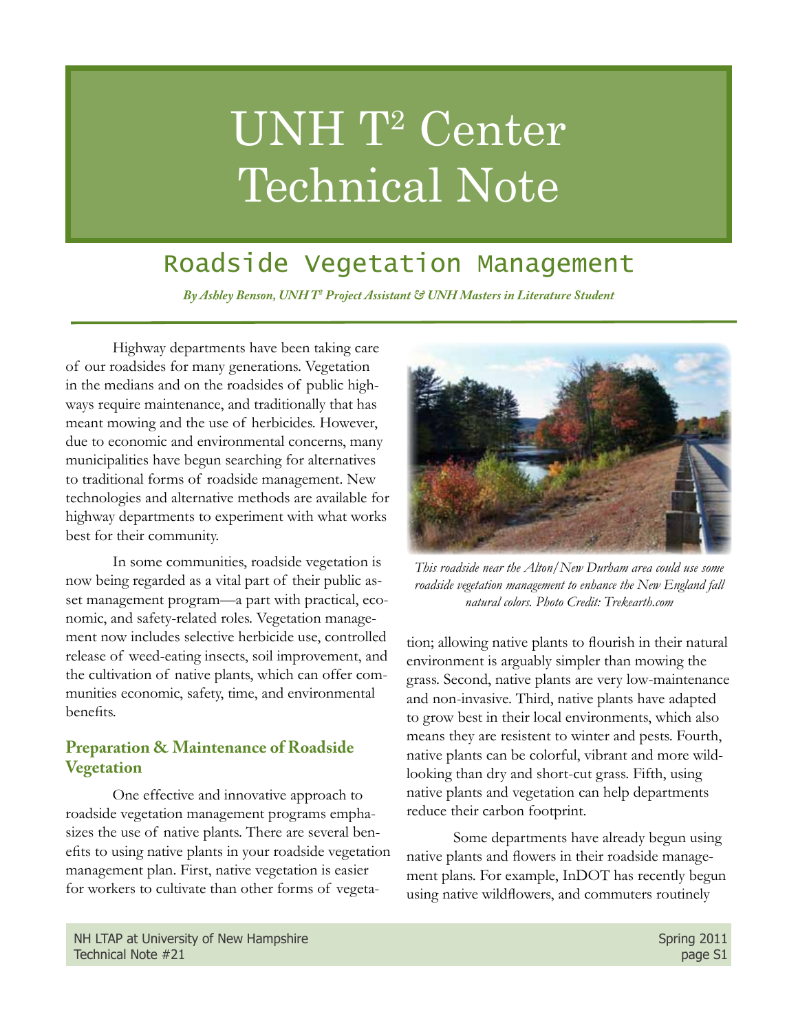# UNH T[2] Center Technical Note

## Roadside Vegetation Management

*By Ashley Benson, UNH T[2] Project Assistant & UNH Masters in Literature Student*

Highway departments have been taking care of our roadsides for many generations. Vegetation in the medians and on the roadsides of public highways require maintenance, and traditionally that has meant mowing and the use of herbicides. However, due to economic and environmental concerns, many municipalities have begun searching for alternatives to traditional forms of roadside management. New technologies and alternative methods are available for highway departments to experiment with what works best for their community.

In some communities, roadside vegetation is now being regarded as a vital part of their public asset management program—a part with practical, economic, and safety-related roles. Vegetation management now includes selective herbicide use, controlled release of weed-eating insects, soil improvement, and the cultivation of native plants, which can offer communities economic, safety, time, and environmental benefits.

### Preparation & Maintenance of Roadside Vegetation

One effective and innovative approach to roadside vegetation management programs emphasizes the use of native plants. There are several benefits to using native plants in your roadside vegetation management plan. First, native vegetation is easier for workers to cultivate than other forms of vegetation; allowing native plants to flourish in their natural environment is arguably simpler than mowing the grass. Second, native plants are very low-maintenance and non-invasive. Third, native plants have adapted to grow best in their local environments, which also means they are resistent to winter and pests. Fourth, native plants can be colorful, vibrant and more wild-looking than dry and short-cut grass. Fifth, using native plants and vegetation can help departments reduce their carbon footprint.

*This roadside near the Alton/New Durham area could use some roadside vegetation management to enhance the New England fall natural colors. Photo Credit: Trekearth.com*

Some departments have already begun using native plants and flowers in their roadside management plans. For example, InDOT has recently begun using native wildflowers, and commuters routinely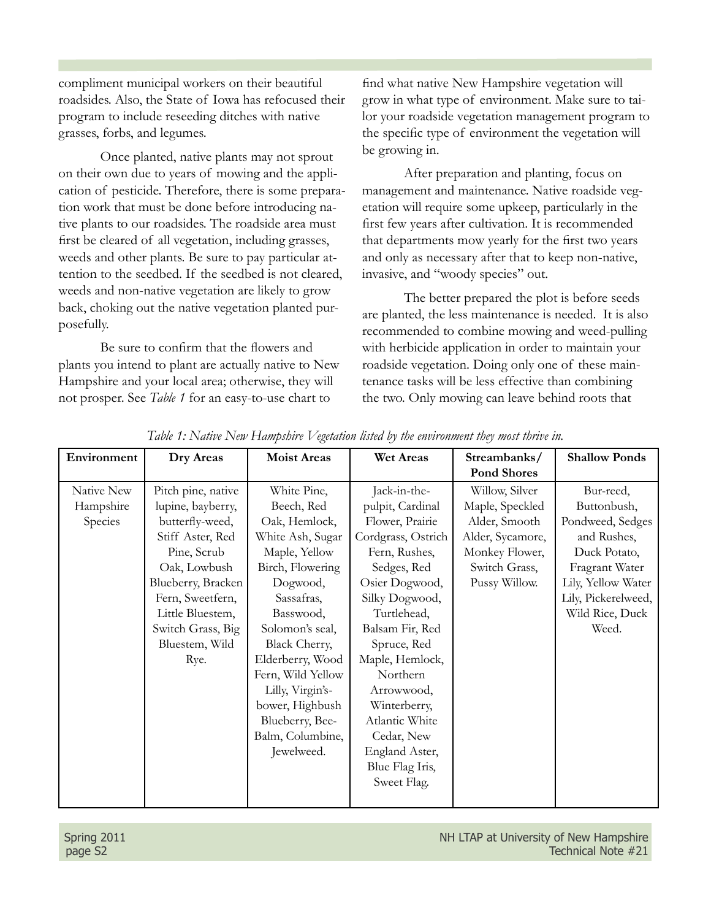compliment municipal workers on their beautiful roadsides. Also, the State of Iowa has refocused their program to include reseeding ditches with native grasses, forbs, and legumes.

Once planted, native plants may not sprout on their own due to years of mowing and the application of pesticide. Therefore, there is some preparation work that must be done before introducing native plants to our roadsides. The roadside area must first be cleared of all vegetation, including grasses, weeds and other plants. Be sure to pay particular attention to the seedbed. If the seedbed is not cleared, weeds and non-native vegetation are likely to grow back, choking out the native vegetation planted purposefully.

Be sure to confirm that the flowers and plants you intend to plant are actually native to New Hampshire and your local area; otherwise, they will not prosper. See *Table 1* for an easy-to-use chart to find what native New Hampshire vegetation will grow in what type of environment. Make sure to tailor your roadside vegetation management program to the specific type of environment the vegetation will be growing in.

After preparation and planting, focus on management and maintenance. Native roadside vegetation will require some upkeep, particularly in the first few years after cultivation. It is recommended that departments mow yearly for the first two years and only as necessary after that to keep non-native, invasive, and "woody species" out.

The better prepared the plot is before seeds are planted, the less maintenance is needed. It is also recommended to combine mowing and weed-pulling with herbicide application in order to maintain your roadside vegetation. Doing only one of these maintenance tasks will be less effective than combining the two. Only mowing can leave behind roots that

*Table 1: Native New Hampshire Vegetation listed by the environment they most thrive in.*

| Environment | Dry Areas | Moist Areas | Wet Areas | Streambanks/ Pond Shores | Shallow Ponds |
|---|---|---|---|---|---|
| Native New Hampshire Species | Pitch pine, native lupine, bayberry, butterfly-weed, Stiff Aster, Red Pine, Scrub Oak, Lowbush Blueberry, Bracken Fern, Sweetfern, Little Bluestem, Switch Grass, Big Bluestem, Wild Rye. | White Pine, Beech, Red Oak, Hemlock, White Ash, Sugar Maple, Yellow Birch, Flowering Dogwood, Sassafras, Basswood, Solomon's seal, Black Cherry, Elderberry, Wood Fern, Wild Yellow Lilly, Virgin's-bower, Highbush Blueberry, Bee-Balm, Columbine, Jewelweed. | Jack-in-the-pulpit, Cardinal Flower, Prairie Cordgrass, Ostrich Fern, Rushes, Sedges, Red Osier Dogwood, Silky Dogwood, Turtlehead, Balsam Fir, Red Spruce, Red Maple, Hemlock, Northern Arrowwood, Winterberry, Atlantic White Cedar, New England Aster, Blue Flag Iris, Sweet Flag. | Willow, Silver Maple, Speckled Alder, Smooth Alder, Sycamore, Monkey Flower, Switch Grass, Pussy Willow. | Bur-reed, Buttonbush, Pondweed, Sedges and Rushes, Duck Potato, Fragrant Water Lily, Yellow Water Lily, Pickerelweed, Wild Rice, Duck Weed. |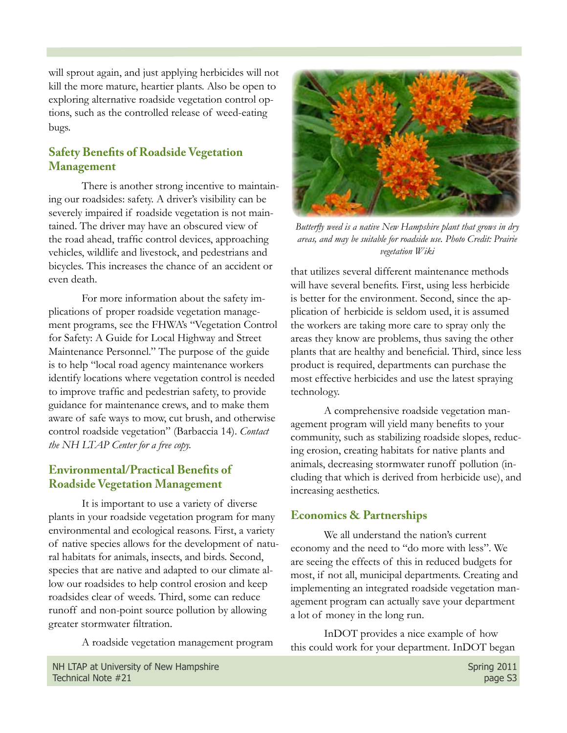will sprout again, and just applying herbicides will not kill the more mature, heartier plants. Also be open to exploring alternative roadside vegetation control options, such as the controlled release of weed-eating bugs.

## Safety Benefits of Roadside Vegetation Management

There is another strong incentive to maintaining our roadsides: safety. A driver's visibility can be severely impaired if roadside vegetation is not maintained. The driver may have an obscured view of the road ahead, traffic control devices, approaching vehicles, wildlife and livestock, and pedestrians and bicycles. This increases the chance of an accident or even death.

For more information about the safety implications of proper roadside vegetation management programs, see the FHWA's "Vegetation Control for Safety: A Guide for Local Highway and Street Maintenance Personnel." The purpose of the guide is to help "local road agency maintenance workers identify locations where vegetation control is needed to improve traffic and pedestrian safety, to provide guidance for maintenance crews, and to make them aware of safe ways to mow, cut brush, and otherwise control roadside vegetation" (Barbaccia 14). *Contact the NH LTAP Center for a free copy.*

## Environmental/Practical Benefits of Roadside Vegetation Management

It is important to use a variety of diverse plants in your roadside vegetation program for many environmental and ecological reasons. First, a variety of native species allows for the development of natural habitats for animals, insects, and birds. Second, species that are native and adapted to our climate allow our roadsides to help control erosion and keep roadsides clear of weeds. Third, some can reduce runoff and non-point source pollution by allowing greater stormwater filtration.

A roadside vegetation management program that utilizes several different maintenance methods will have several benefits. First, using less herbicide is better for the environment. Second, since the application of herbicide is seldom used, it is assumed the workers are taking more care to spray only the areas they know are problems, thus saving the other plants that are healthy and beneficial. Third, since less product is required, departments can purchase the most effective herbicides and use the latest spraying technology.

*Butterfly weed is a native New Hampshire plant that grows in dry areas, and may be suitable for roadside use. Photo Credit: Prairie vegetation Wiki*

A comprehensive roadside vegetation management program will yield many benefits to your community, such as stabilizing roadside slopes, reducing erosion, creating habitats for native plants and animals, decreasing stormwater runoff pollution (including that which is derived from herbicide use), and increasing aesthetics.

## Economics & Partnerships

We all understand the nation's current economy and the need to "do more with less". We are seeing the effects of this in reduced budgets for most, if not all, municipal departments. Creating and implementing an integrated roadside vegetation management program can actually save your department a lot of money in the long run.

InDOT provides a nice example of how this could work for your department. InDOT began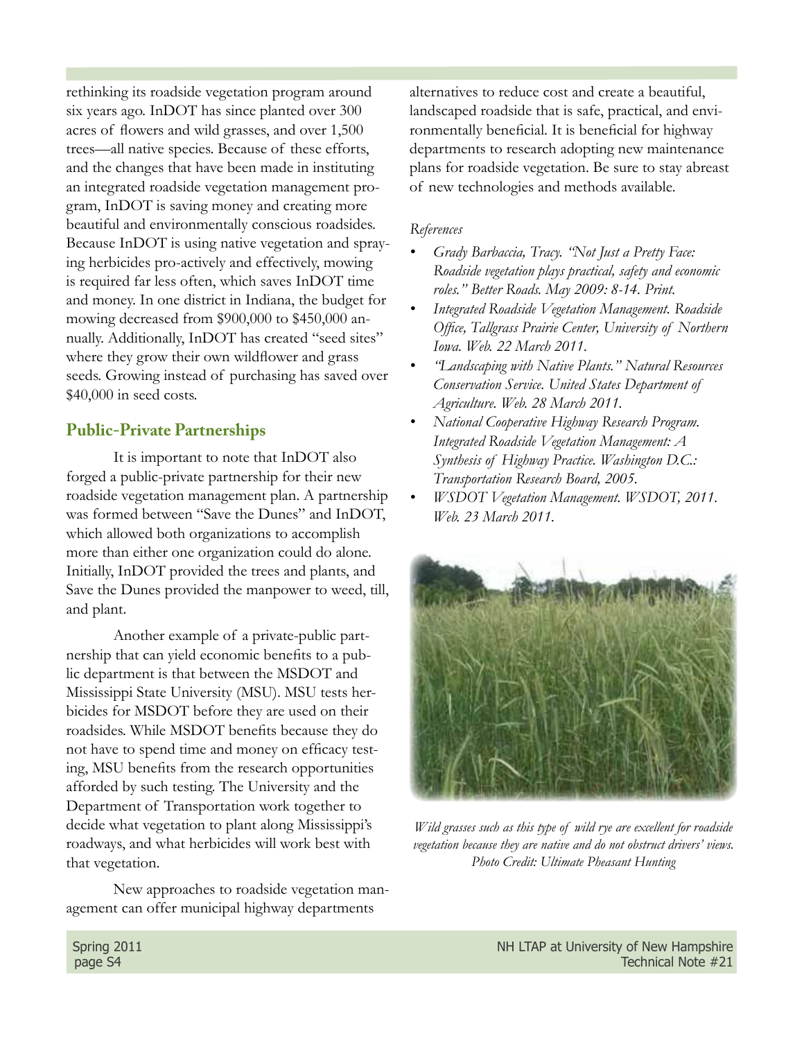rethinking its roadside vegetation program around six years ago. InDOT has since planted over 300 acres of flowers and wild grasses, and over 1,500 trees—all native species. Because of these efforts, and the changes that have been made in instituting an integrated roadside vegetation management program, InDOT is saving money and creating more beautiful and environmentally conscious roadsides. Because InDOT is using native vegetation and spraying herbicides pro-actively and effectively, mowing is required far less often, which saves InDOT time and money. In one district in Indiana, the budget for mowing decreased from $900,000 to $450,000 annually. Additionally, InDOT has created "seed sites" where they grow their own wildflower and grass seeds. Growing instead of purchasing has saved over $40,000 in seed costs.

## Public-Private Partnerships

It is important to note that InDOT also forged a public-private partnership for their new roadside vegetation management plan. A partnership was formed between "Save the Dunes" and InDOT, which allowed both organizations to accomplish more than either one organization could do alone. Initially, InDOT provided the trees and plants, and Save the Dunes provided the manpower to weed, till, and plant.

Another example of a private-public partnership that can yield economic benefits to a public department is that between the MSDOT and Mississippi State University (MSU). MSU tests herbicides for MSDOT before they are used on their roadsides. While MSDOT benefits because they do not have to spend time and money on efficacy testing, MSU benefits from the research opportunities afforded by such testing. The University and the Department of Transportation work together to decide what vegetation to plant along Mississippi's roadways, and what herbicides will work best with that vegetation.

New approaches to roadside vegetation management can offer municipal highway departments alternatives to reduce cost and create a beautiful, landscaped roadside that is safe, practical, and environmentally beneficial. It is beneficial for highway departments to research adopting new maintenance plans for roadside vegetation. Be sure to stay abreast of new technologies and methods available.

*References*

- *Grady Barbaccia, Tracy. "Not Just a Pretty Face: Roadside vegetation plays practical, safety and economic roles." Better Roads. May 2009: 8-14. Print.*
- *Integrated Roadside Vegetation Management. Roadside Office, Tallgrass Prairie Center, University of Northern Iowa. Web. 22 March 2011.*
- *"Landscaping with Native Plants." Natural Resources Conservation Service. United States Department of Agriculture. Web. 28 March 2011.*
- *National Cooperative Highway Research Program. Integrated Roadside Vegetation Management: A Synthesis of Highway Practice. Washington D.C.: Transportation Research Board, 2005.*
- *WSDOT Vegetation Management. WSDOT, 2011. Web. 23 March 2011.*

*Wild grasses such as this type of wild rye are excellent for roadside vegetation because they are native and do not obstruct drivers' views. Photo Credit: Ultimate Pheasant Hunting*